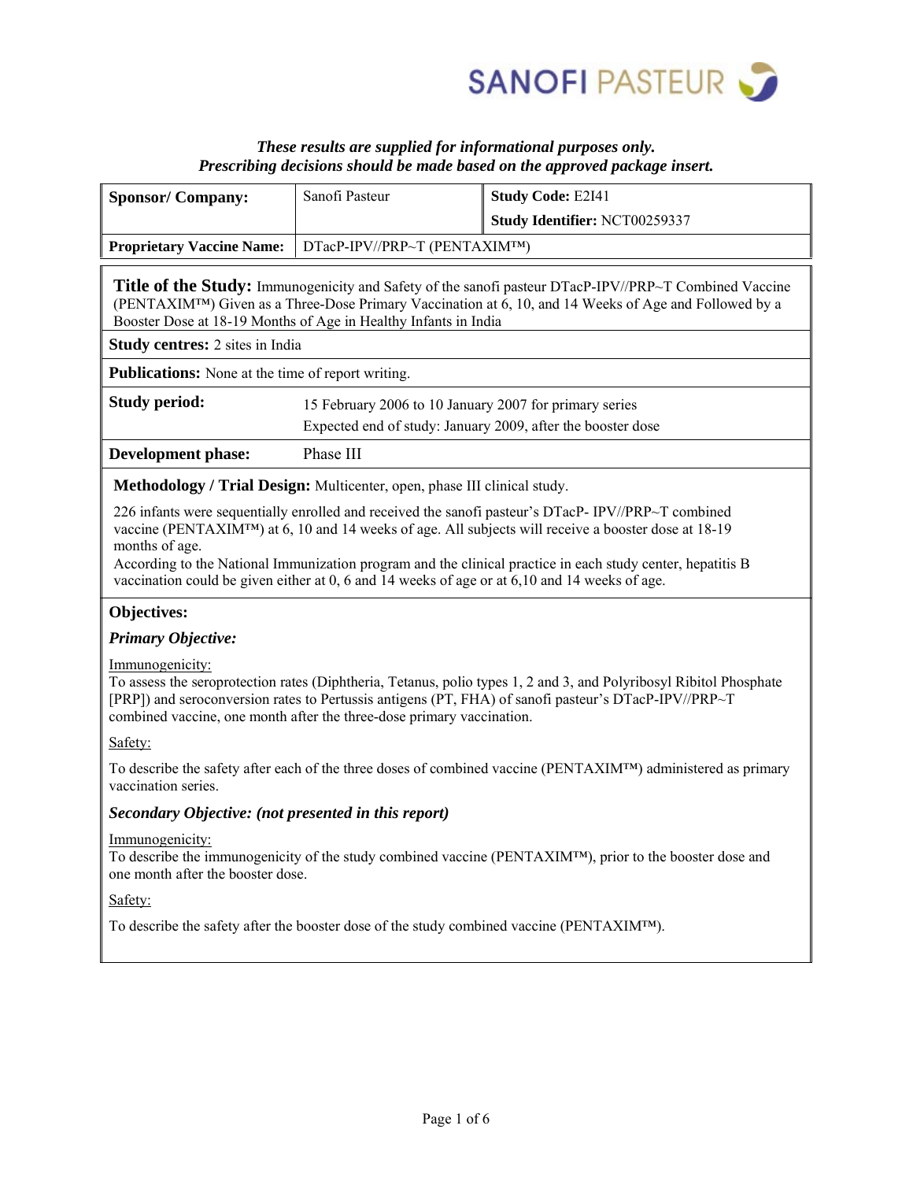*These results are supplied for informational purposes only.*
*Prescribing decisions should be made based on the approved package insert.*

| **Sponsor/ Company:** | Sanofi Pasteur | **Study Code:** E2I41 |
|---|---|---|
| | | **Study Identifier:** NCT00259337 |
| **Proprietary Vaccine Name:** | DTacP-IPV//PRP~T (PENTAXIM™) | |

**Title of the Study:** Immunogenicity and Safety of the sanofi pasteur DTacP-IPV//PRP~T Combined Vaccine (PENTAXIM™) Given as a Three-Dose Primary Vaccination at 6, 10, and 14 Weeks of Age and Followed by a Booster Dose at 18-19 Months of Age in Healthy Infants in India

**Study centres:** 2 sites in India

**Publications:** None at the time of report writing.

**Study period:** 15 February 2006 to 10 January 2007 for primary series
Expected end of study: January 2009, after the booster dose

**Development phase:** Phase III

**Methodology / Trial Design:** Multicenter, open, phase III clinical study.

226 infants were sequentially enrolled and received the sanofi pasteur's DTacP- IPV//PRP~T combined vaccine (PENTAXIM™) at 6, 10 and 14 weeks of age. All subjects will receive a booster dose at 18-19 months of age.
According to the National Immunization program and the clinical practice in each study center, hepatitis B vaccination could be given either at 0, 6 and 14 weeks of age or at 6,10 and 14 weeks of age.

## Objectives:

### *Primary Objective:*

Immunogenicity:
To assess the seroprotection rates (Diphtheria, Tetanus, polio types 1, 2 and 3, and Polyribosyl Ribitol Phosphate [PRP]) and seroconversion rates to Pertussis antigens (PT, FHA) of sanofi pasteur's DTacP-IPV//PRP~T combined vaccine, one month after the three-dose primary vaccination.

Safety:

To describe the safety after each of the three doses of combined vaccine (PENTAXIM™) administered as primary vaccination series.

### *Secondary Objective: (not presented in this report)*

Immunogenicity:
To describe the immunogenicity of the study combined vaccine (PENTAXIM™), prior to the booster dose and one month after the booster dose.

Safety:

To describe the safety after the booster dose of the study combined vaccine (PENTAXIM™).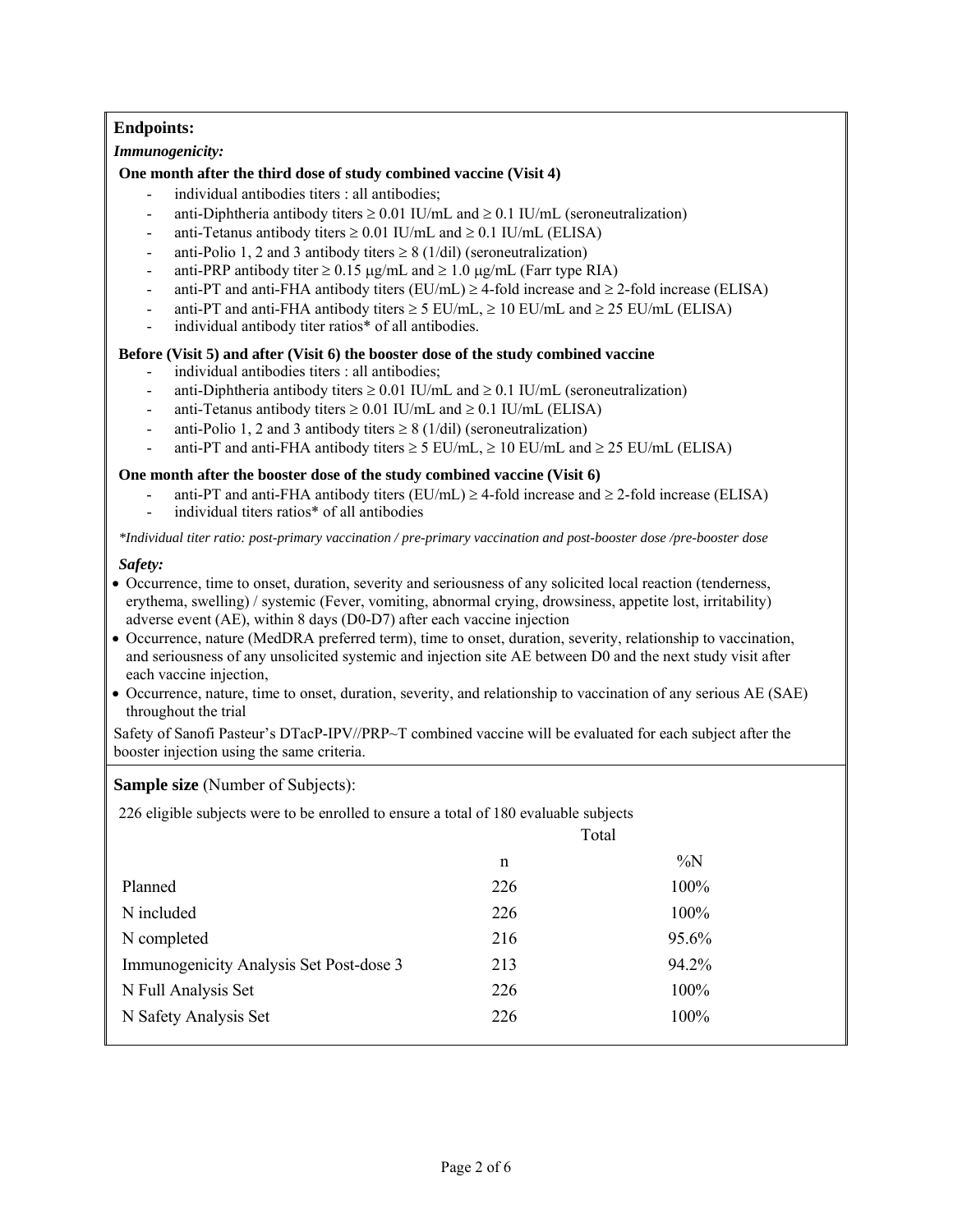**Endpoints:**

***Immunogenicity:***

**One month after the third dose of study combined vaccine (Visit 4)**

- individual antibodies titers : all antibodies;
- anti-Diphtheria antibody titers ≥ 0.01 IU/mL and ≥ 0.1 IU/mL (seroneutralization)
- anti-Tetanus antibody titers ≥ 0.01 IU/mL and ≥ 0.1 IU/mL (ELISA)
- anti-Polio 1, 2 and 3 antibody titers ≥ 8 (1/dil) (seroneutralization)
- anti-PRP antibody titer ≥ 0.15 μg/mL and ≥ 1.0 μg/mL (Farr type RIA)
- anti-PT and anti-FHA antibody titers (EU/mL) ≥ 4-fold increase and ≥ 2-fold increase (ELISA)
- anti-PT and anti-FHA antibody titers ≥ 5 EU/mL, ≥ 10 EU/mL and ≥ 25 EU/mL (ELISA)
- individual antibody titer ratios* of all antibodies.

**Before (Visit 5) and after (Visit 6) the booster dose of the study combined vaccine**

- individual antibodies titers : all antibodies;
- anti-Diphtheria antibody titers ≥ 0.01 IU/mL and ≥ 0.1 IU/mL (seroneutralization)
- anti-Tetanus antibody titers ≥ 0.01 IU/mL and ≥ 0.1 IU/mL (ELISA)
- anti-Polio 1, 2 and 3 antibody titers ≥ 8 (1/dil) (seroneutralization)
- anti-PT and anti-FHA antibody titers ≥ 5 EU/mL, ≥ 10 EU/mL and ≥ 25 EU/mL (ELISA)

**One month after the booster dose of the study combined vaccine (Visit 6)**

- anti-PT and anti-FHA antibody titers (EU/mL) ≥ 4-fold increase and ≥ 2-fold increase (ELISA)
- individual titers ratios* of all antibodies

*\*Individual titer ratio: post-primary vaccination / pre-primary vaccination and post-booster dose /pre-booster dose*

***Safety:***

- Occurrence, time to onset, duration, severity and seriousness of any solicited local reaction (tenderness, erythema, swelling) / systemic (Fever, vomiting, abnormal crying, drowsiness, appetite lost, irritability) adverse event (AE), within 8 days (D0-D7) after each vaccine injection
- Occurrence, nature (MedDRA preferred term), time to onset, duration, severity, relationship to vaccination, and seriousness of any unsolicited systemic and injection site AE between D0 and the next study visit after each vaccine injection,
- Occurrence, nature, time to onset, duration, severity, and relationship to vaccination of any serious AE (SAE) throughout the trial

Safety of Sanofi Pasteur's DTacP-IPV//PRP~T combined vaccine will be evaluated for each subject after the booster injection using the same criteria.

**Sample size** (Number of Subjects):

226 eligible subjects were to be enrolled to ensure a total of 180 evaluable subjects

| | Total | |
|---|---|---|
| | n | %N |
| Planned | 226 | 100% |
| N included | 226 | 100% |
| N completed | 216 | 95.6% |
| Immunogenicity Analysis Set Post-dose 3 | 213 | 94.2% |
| N Full Analysis Set | 226 | 100% |
| N Safety Analysis Set | 226 | 100% |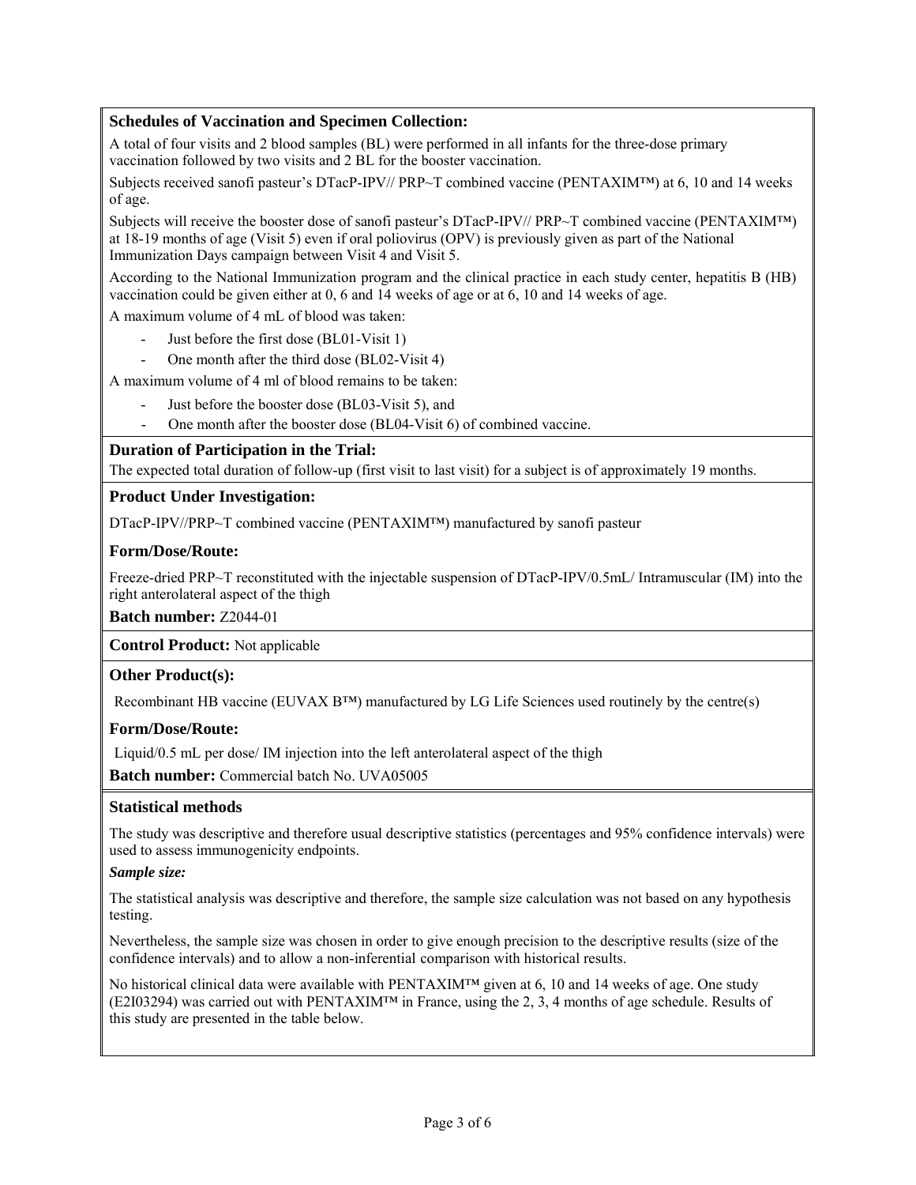**Schedules of Vaccination and Specimen Collection:**

A total of four visits and 2 blood samples (BL) were performed in all infants for the three-dose primary vaccination followed by two visits and 2 BL for the booster vaccination.

Subjects received sanofi pasteur's DTacP-IPV// PRP~T combined vaccine (PENTAXIM™) at 6, 10 and 14 weeks of age.

Subjects will receive the booster dose of sanofi pasteur's DTacP-IPV// PRP~T combined vaccine (PENTAXIM™) at 18-19 months of age (Visit 5) even if oral poliovirus (OPV) is previously given as part of the National Immunization Days campaign between Visit 4 and Visit 5.

According to the National Immunization program and the clinical practice in each study center, hepatitis B (HB) vaccination could be given either at 0, 6 and 14 weeks of age or at 6, 10 and 14 weeks of age.

A maximum volume of 4 mL of blood was taken:

- Just before the first dose (BL01-Visit 1)
- One month after the third dose (BL02-Visit 4)

A maximum volume of 4 ml of blood remains to be taken:

- Just before the booster dose (BL03-Visit 5), and
- One month after the booster dose (BL04-Visit 6) of combined vaccine.

**Duration of Participation in the Trial:**

The expected total duration of follow-up (first visit to last visit) for a subject is of approximately 19 months.

**Product Under Investigation:**

DTacP-IPV//PRP~T combined vaccine (PENTAXIM™) manufactured by sanofi pasteur

**Form/Dose/Route:**

Freeze-dried PRP~T reconstituted with the injectable suspension of DTacP-IPV/0.5mL/ Intramuscular (IM) into the right anterolateral aspect of the thigh

**Batch number:** Z2044-01

**Control Product:** Not applicable

**Other Product(s):**

Recombinant HB vaccine (EUVAX B™) manufactured by LG Life Sciences used routinely by the centre(s)

**Form/Dose/Route:**

Liquid/0.5 mL per dose/ IM injection into the left anterolateral aspect of the thigh

**Batch number:** Commercial batch No. UVA05005

**Statistical methods**

The study was descriptive and therefore usual descriptive statistics (percentages and 95% confidence intervals) were used to assess immunogenicity endpoints.

***Sample size:***

The statistical analysis was descriptive and therefore, the sample size calculation was not based on any hypothesis testing.

Nevertheless, the sample size was chosen in order to give enough precision to the descriptive results (size of the confidence intervals) and to allow a non-inferential comparison with historical results.

No historical clinical data were available with PENTAXIM™ given at 6, 10 and 14 weeks of age. One study (E2I03294) was carried out with PENTAXIM™ in France, using the 2, 3, 4 months of age schedule. Results of this study are presented in the table below.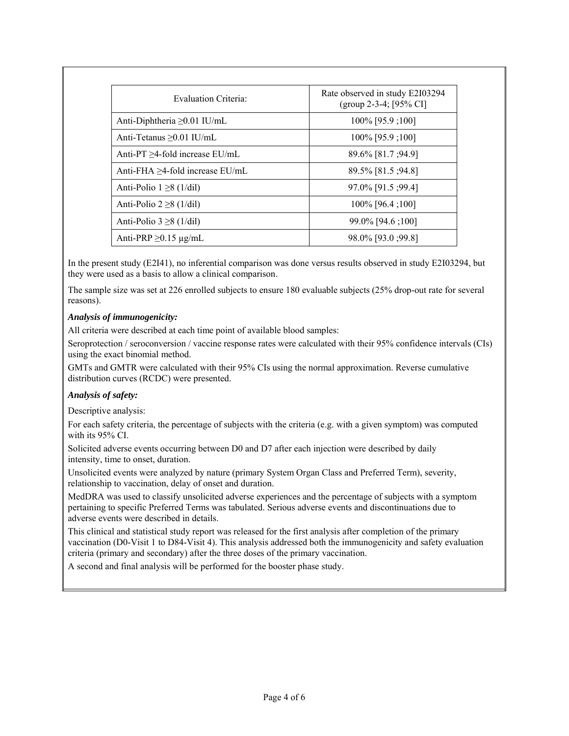| Evaluation Criteria: | Rate observed in study E2I03294 (group 2-3-4; [95% CI] |
|---|---|
| Anti-Diphtheria $\geq$0.01 IU/mL | 100% [95.9 ;100] |
| Anti-Tetanus $\geq$0.01 IU/mL | 100% [95.9 ;100] |
| Anti-PT $\geq$4-fold increase EU/mL | 89.6% [81.7 ;94.9] |
| Anti-FHA $\geq$4-fold increase EU/mL | 89.5% [81.5 ;94.8] |
| Anti-Polio 1 $\geq$8 (1/dil) | 97.0% [91.5 ;99.4] |
| Anti-Polio 2 $\geq$8 (1/dil) | 100% [96.4 ;100] |
| Anti-Polio 3 $\geq$8 (1/dil) | 99.0% [94.6 ;100] |
| Anti-PRP $\geq$0.15 µg/mL | 98.0% [93.0 ;99.8] |

In the present study (E2I41), no inferential comparison was done versus results observed in study E2I03294, but they were used as a basis to allow a clinical comparison.

The sample size was set at 226 enrolled subjects to ensure 180 evaluable subjects (25% drop-out rate for several reasons).

***Analysis of immunogenicity:***

All criteria were described at each time point of available blood samples:

Seroprotection / seroconversion / vaccine response rates were calculated with their 95% confidence intervals (CIs) using the exact binomial method.

GMTs and GMTR were calculated with their 95% CIs using the normal approximation. Reverse cumulative distribution curves (RCDC) were presented.

***Analysis of safety:***

Descriptive analysis:

For each safety criteria, the percentage of subjects with the criteria (e.g. with a given symptom) was computed with its 95% CI.

Solicited adverse events occurring between D0 and D7 after each injection were described by daily intensity, time to onset, duration.

Unsolicited events were analyzed by nature (primary System Organ Class and Preferred Term), severity, relationship to vaccination, delay of onset and duration.

MedDRA was used to classify unsolicited adverse experiences and the percentage of subjects with a symptom pertaining to specific Preferred Terms was tabulated. Serious adverse events and discontinuations due to adverse events were described in details.

This clinical and statistical study report was released for the first analysis after completion of the primary vaccination (D0-Visit 1 to D84-Visit 4). This analysis addressed both the immunogenicity and safety evaluation criteria (primary and secondary) after the three doses of the primary vaccination.

A second and final analysis will be performed for the booster phase study.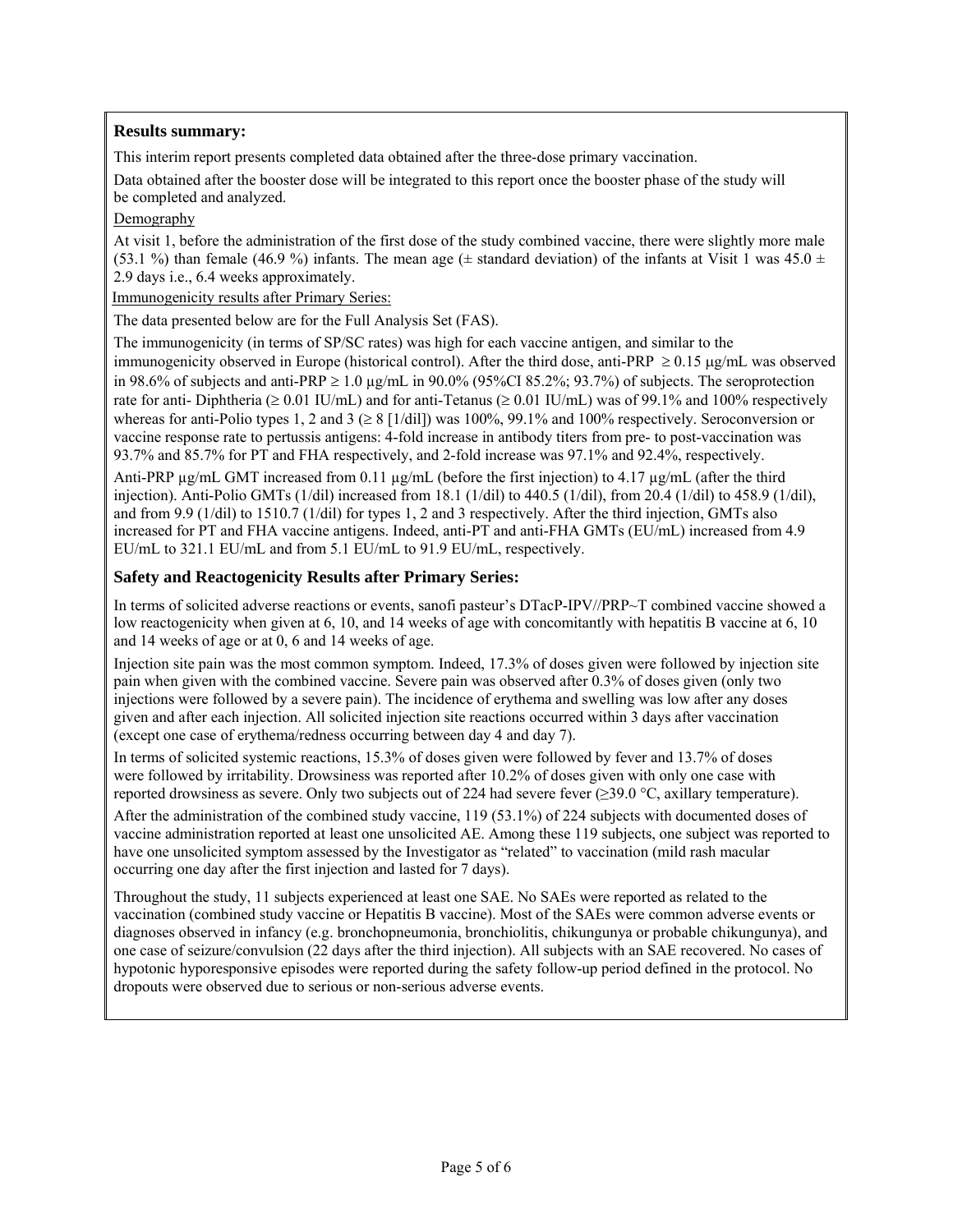**Results summary:**

This interim report presents completed data obtained after the three-dose primary vaccination.

Data obtained after the booster dose will be integrated to this report once the booster phase of the study will be completed and analyzed.

Demography

At visit 1, before the administration of the first dose of the study combined vaccine, there were slightly more male (53.1 %) than female (46.9 %) infants. The mean age (± standard deviation) of the infants at Visit 1 was 45.0 ± 2.9 days i.e., 6.4 weeks approximately.

Immunogenicity results after Primary Series:

The data presented below are for the Full Analysis Set (FAS).

The immunogenicity (in terms of SP/SC rates) was high for each vaccine antigen, and similar to the immunogenicity observed in Europe (historical control). After the third dose, anti-PRP ≥ 0.15 μg/mL was observed in 98.6% of subjects and anti-PRP ≥ 1.0 μg/mL in 90.0% (95%CI 85.2%; 93.7%) of subjects. The seroprotection rate for anti- Diphtheria (≥ 0.01 IU/mL) and for anti-Tetanus (≥ 0.01 IU/mL) was of 99.1% and 100% respectively whereas for anti-Polio types 1, 2 and 3 (≥ 8 [1/dil]) was 100%, 99.1% and 100% respectively. Seroconversion or vaccine response rate to pertussis antigens: 4-fold increase in antibody titers from pre- to post-vaccination was 93.7% and 85.7% for PT and FHA respectively, and 2-fold increase was 97.1% and 92.4%, respectively.

Anti-PRP μg/mL GMT increased from 0.11 μg/mL (before the first injection) to 4.17 μg/mL (after the third injection). Anti-Polio GMTs (1/dil) increased from 18.1 (1/dil) to 440.5 (1/dil), from 20.4 (1/dil) to 458.9 (1/dil), and from 9.9 (1/dil) to 1510.7 (1/dil) for types 1, 2 and 3 respectively. After the third injection, GMTs also increased for PT and FHA vaccine antigens. Indeed, anti-PT and anti-FHA GMTs (EU/mL) increased from 4.9 EU/mL to 321.1 EU/mL and from 5.1 EU/mL to 91.9 EU/mL, respectively.

**Safety and Reactogenicity Results after Primary Series:**

In terms of solicited adverse reactions or events, sanofi pasteur's DTacP-IPV//PRP~T combined vaccine showed a low reactogenicity when given at 6, 10, and 14 weeks of age with concomitantly with hepatitis B vaccine at 6, 10 and 14 weeks of age or at 0, 6 and 14 weeks of age.

Injection site pain was the most common symptom. Indeed, 17.3% of doses given were followed by injection site pain when given with the combined vaccine. Severe pain was observed after 0.3% of doses given (only two injections were followed by a severe pain). The incidence of erythema and swelling was low after any doses given and after each injection. All solicited injection site reactions occurred within 3 days after vaccination (except one case of erythema/redness occurring between day 4 and day 7).

In terms of solicited systemic reactions, 15.3% of doses given were followed by fever and 13.7% of doses were followed by irritability. Drowsiness was reported after 10.2% of doses given with only one case with reported drowsiness as severe. Only two subjects out of 224 had severe fever (≥39.0 °C, axillary temperature).

After the administration of the combined study vaccine, 119 (53.1%) of 224 subjects with documented doses of vaccine administration reported at least one unsolicited AE. Among these 119 subjects, one subject was reported to have one unsolicited symptom assessed by the Investigator as "related" to vaccination (mild rash macular occurring one day after the first injection and lasted for 7 days).

Throughout the study, 11 subjects experienced at least one SAE. No SAEs were reported as related to the vaccination (combined study vaccine or Hepatitis B vaccine). Most of the SAEs were common adverse events or diagnoses observed in infancy (e.g. bronchopneumonia, bronchiolitis, chikungunya or probable chikungunya), and one case of seizure/convulsion (22 days after the third injection). All subjects with an SAE recovered. No cases of hypotonic hyporesponsive episodes were reported during the safety follow-up period defined in the protocol. No dropouts were observed due to serious or non-serious adverse events.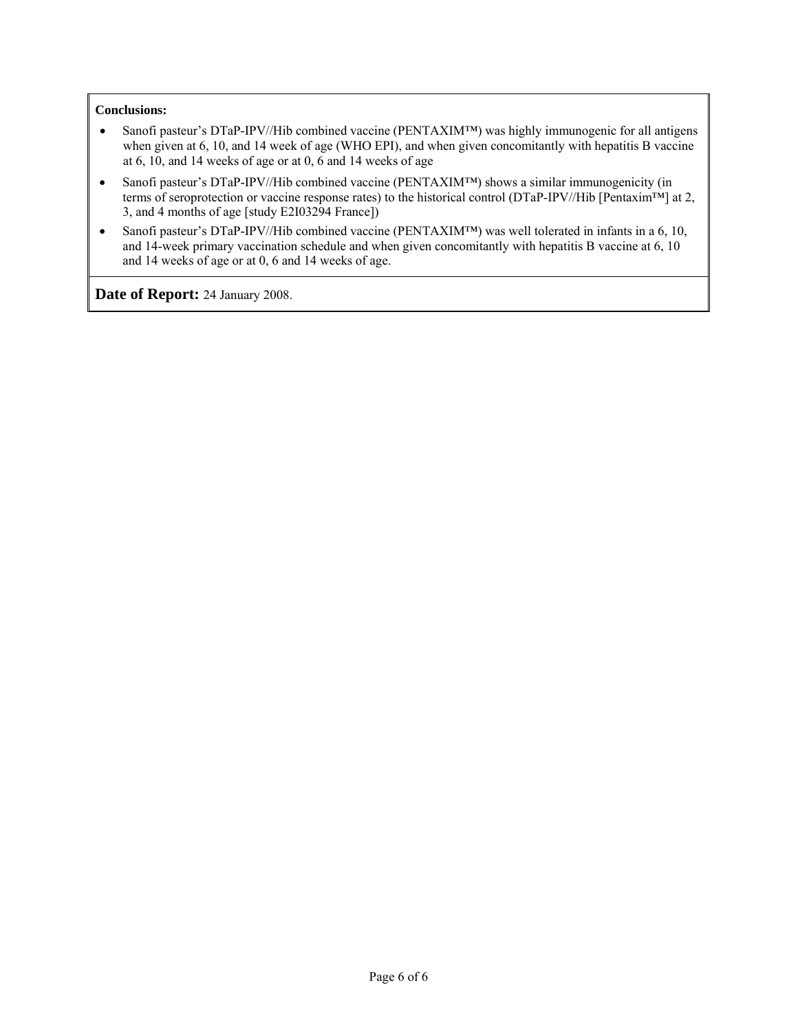**Conclusions:**

- Sanofi pasteur's DTaP-IPV//Hib combined vaccine (PENTAXIM™) was highly immunogenic for all antigens when given at 6, 10, and 14 week of age (WHO EPI), and when given concomitantly with hepatitis B vaccine at 6, 10, and 14 weeks of age or at 0, 6 and 14 weeks of age
- Sanofi pasteur's DTaP-IPV//Hib combined vaccine (PENTAXIM™) shows a similar immunogenicity (in terms of seroprotection or vaccine response rates) to the historical control (DTaP-IPV//Hib [Pentaxim™] at 2, 3, and 4 months of age [study E2I03294 France])
- Sanofi pasteur's DTaP-IPV//Hib combined vaccine (PENTAXIM™) was well tolerated in infants in a 6, 10, and 14-week primary vaccination schedule and when given concomitantly with hepatitis B vaccine at 6, 10 and 14 weeks of age or at 0, 6 and 14 weeks of age.

**Date of Report:** 24 January 2008.